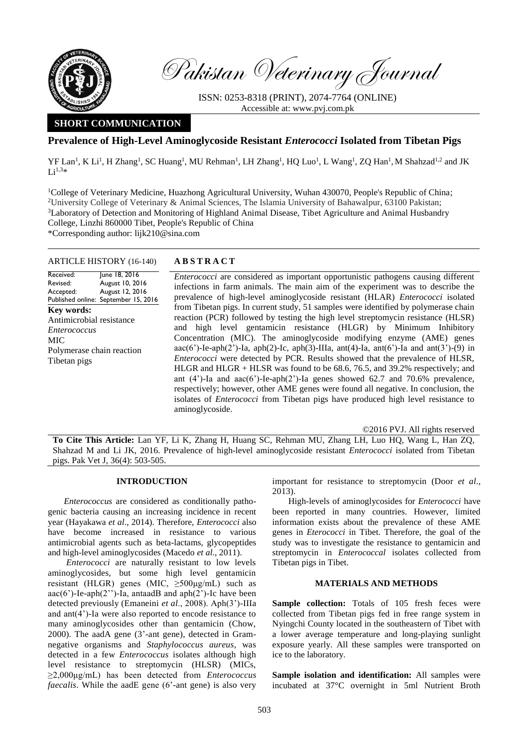Pakistan Veterinary Journal

ISSN: 0253-8318 (PRINT), 2074-7764 (ONLINE)
Accessible at: www.pvj.com.pk

**SHORT COMMUNICATION**

# Prevalence of High-Level Aminoglycoside Resistant *Enterococci* Isolated from Tibetan Pigs

YF Lan[1], K Li[1], H Zhang[1], SC Huang[1], MU Rehman[1], LH Zhang[1], HQ Luo[1], L Wang[1], ZQ Han[1], M Shahzad[1,2] and JK Li[1,3]*

[1]College of Veterinary Medicine, Huazhong Agricultural University, Wuhan 430070, People's Republic of China;
[2]University College of Veterinary & Animal Sciences, The Islamia University of Bahawalpur, 63100 Pakistan;
[3]Laboratory of Detection and Monitoring of Highland Animal Disease, Tibet Agriculture and Animal Husbandry College, Linzhi 860000 Tibet, People's Republic of China
*Corresponding author: lijk210@sina.com

**ARTICLE HISTORY** (16-140)

| | |
|---|---|
| Received: | June 18, 2016 |
| Revised: | August 10, 2016 |
| Accepted: | August 12, 2016 |
| Published online: | September 15, 2016 |

**Key words:**
Antimicrobial resistance
*Enterococcus*
MIC
Polymerase chain reaction
Tibetan pigs

**A B S T R A C T**

*Enterococci* are considered as important opportunistic pathogens causing different infections in farm animals. The main aim of the experiment was to describe the prevalence of high-level aminoglycoside resistant (HLAR) *Enterococci* isolated from Tibetan pigs. In current study, 51 samples were identified by polymerase chain reaction (PCR) followed by testing the high level streptomycin resistance (HLSR) and high level gentamicin resistance (HLGR) by Minimum Inhibitory Concentration (MIC). The aminoglycoside modifying enzyme (AME) genes aac(6')-Ie-aph(2')-Ia, aph(2)-Ic, aph(3)-IIIa, ant(4)-Ia, ant(6')-Ia and ant(3')-(9) in *Enterococci* were detected by PCR. Results showed that the prevalence of HLSR, HLGR and HLGR + HLSR was found to be 68.6, 76.5, and 39.2% respectively; and ant (4')-Ia and aac(6')-Ie-aph(2')-Ia genes showed 62.7 and 70.6% prevalence, respectively; however, other AME genes were found all negative. In conclusion, the isolates of *Enterococci* from Tibetan pigs have produced high level resistance to aminoglycoside.

©2016 PVJ. All rights reserved

**To Cite This Article:** Lan YF, Li K, Zhang H, Huang SC, Rehman MU, Zhang LH, Luo HQ, Wang L, Han ZQ, Shahzad M and Li JK, 2016. Prevalence of high-level aminoglycoside resistant *Enterococci* isolated from Tibetan pigs. Pak Vet J, 36(4): 503-505.

## INTRODUCTION

*Enterococcus* are considered as conditionally pathogenic bacteria causing an increasing incidence in recent year (Hayakawa *et al*., 2014). Therefore, *Enterococci* also have become increased in resistance to various antimicrobial agents such as beta-lactams, glycopeptides and high-level aminoglycosides (Macedo *et al*., 2011).

*Enterococci* are naturally resistant to low levels aminoglycosides, but some high level gentamicin resistant (HLGR) genes (MIC, ≥500μg/mL) such as aac(6')-Ie-aph(2'')-Ia, antaadB and aph(2')-Ic have been detected previously (Emaneini *et al*., 2008). Aph(3')-IIIa and ant(4')-Ia were also reported to encode resistance to many aminoglycosides other than gentamicin (Chow, 2000). The aadA gene (3'-ant gene), detected in Gram-negative organisms and *Staphylococcus aureus*, was detected in a few *Enterococcus* isolates although high level resistance to streptomycin (HLSR) (MICs, ≥2,000μg/mL) has been detected from *Enterococcus faecalis*. While the aadE gene (6'-ant gene) is also very important for resistance to streptomycin (Door *et al*., 2013).

High-levels of aminoglycosides for *Enterococci* have been reported in many countries. However, limited information exists about the prevalence of these AME genes in *Eterococci* in Tibet. Therefore, the goal of the study was to investigate the resistance to gentamicin and streptomycin in *Enterococcal* isolates collected from Tibetan pigs in Tibet.

## MATERIALS AND METHODS

**Sample collection:** Totals of 105 fresh feces were collected from Tibetan pigs fed in free range system in Nyingchi County located in the southeastern of Tibet with a lower average temperature and long-playing sunlight exposure yearly. All these samples were transported on ice to the laboratory.

**Sample isolation and identification:** All samples were incubated at 37°C overnight in 5ml Nutrient Broth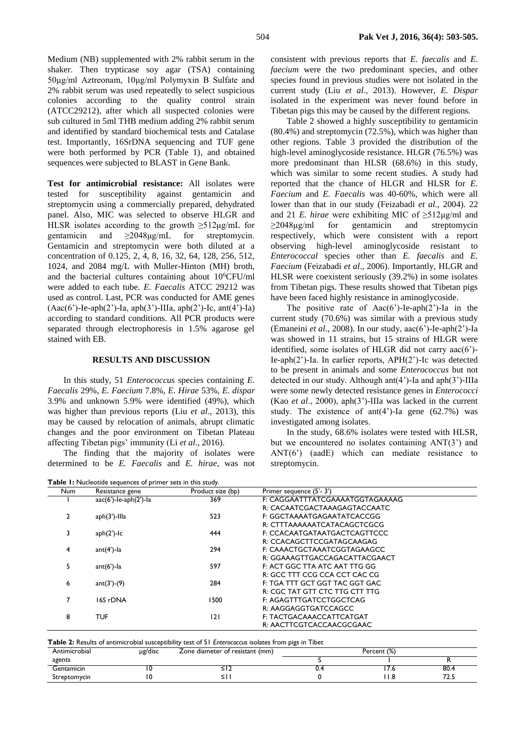Medium (NB) supplemented with 2% rabbit serum in the shaker. Then trypticase soy agar (TSA) containing 50μg/ml Aztreonam, 10μg/ml Polymyxin B Sulfate and 2% rabbit serum was used repeatedly to select suspicious colonies according to the quality control strain (ATCC29212), after which all suspected colonies were sub cultured in 5ml THB medium adding 2% rabbit serum and identified by standard biochemical tests and Catalase test. Importantly, 16SrDNA sequencing and TUF gene were both performed by PCR (Table 1), and obtained sequences were subjected to BLAST in Gene Bank.

**Test for antimicrobial resistance:** All isolates were tested for susceptibility against gentamicin and streptomycin using a commercially prepared, dehydrated panel. Also, MIC was selected to observe HLGR and HLSR isolates according to the growth ≥512μg/mL for gentamicin and ≥2048μg/mL for streptomycin. Gentamicin and streptomycin were both diluted at a concentration of 0.125, 2, 4, 8, 16, 32, 64, 128, 256, 512, 1024, and 2084 mg/L with Muller-Hinton (MH) broth, and the bacterial cultures containing about $10^6$CFU/ml were added to each tube. *E. Faecalis* ATCC 29212 was used as control. Last, PCR was conducted for AME genes (Aac(6')-Ie-aph(2')-Ia, aph(3')-IIIa, aph(2')-Ic, ant(4')-Ia) according to standard conditions. All PCR products were separated through electrophoresis in 1.5% agarose gel stained with EB.

## RESULTS AND DISCUSSION

In this study, 51 *Enterococcus* species containing *E. Faecalis* 29%, *E. Faecium* 7.8%, *E. Hirae* 53%, *E. dispar* 3.9% and unknown 5.9% were identified (49%), which was higher than previous reports (Liu *et al*., 2013), this may be caused by relocation of animals, abrupt climatic changes and the poor environment on Tibetan Plateau affecting Tibetan pigs' immunity (Li *et al*., 2016).

The finding that the majority of isolates were determined to be *E. Faecalis* and *E. hirae*, was not consistent with previous reports that *E. faecalis* and *E. faecium* were the two predominant species, and other species found in previous studies were not isolated in the current study (Liu *et al*., 2013). However, *E. Dispar* isolated in the experiment was never found before in Tibetan pigs this may be caused by the different regions.

Table 2 showed a highly susceptibility to gentamicin (80.4%) and streptomycin (72.5%), which was higher than other regions. Table 3 provided the distribution of the high-level aminoglycoside resistance. HLGR (76.5%) was more predominant than HLSR (68.6%) in this study, which was similar to some recent studies. A study had reported that the chance of HLGR and HLSR for *E. Faecium* and *E. Faecalis* was 40-60%, which were all lower than that in our study (Feizabadi *et al*., 2004). 22 and 21 *E. hirae* were exhibiting MIC of ≥512μg/ml and ≥2048μg/ml for gentamicin and streptomycin respectively, which were consistent with a report observing high-level aminoglycoside resistant to *Enterococcal* species other than *E. faecalis* and *E. Faecium* (Feizabadi *et al*., 2006). Importantly, HLGR and HLSR were coexistent seriously (39.2%) in some isolates from Tibetan pigs. These results showed that Tibetan pigs have been faced highly resistance in aminoglycoside.

The positive rate of Aac(6')-Ie-aph(2')-Ia in the current study (70.6%) was similar with a previous study (Emaneini *et al*., 2008). In our study, aac(6')-Ie-aph(2')-Ia was showed in 11 strains, but 15 strains of HLGR were identified, some isolates of HLGR did not carry aac(6')-Ie-aph(2')-Ia. In earlier reports, APH(2')-Ic was detected to be present in animals and some *Enterococcus* but not detected in our study. Although ant(4')-Ia and aph(3')-IIIa were some newly detected resistance genes in *Enterococci* (Kao *et al*., 2000), aph(3')-IIIa was lacked in the current study. The existence of ant(4')-Ia gene (62.7%) was investigated among isolates.

In the study, 68.6% isolates were tested with HLSR, but we encountered no isolates containing ANT(3') and ANT(6') (aadE) which can mediate resistance to streptomycin.

**Table 1:** Nucleotide sequences of primer sets in this study.

| Num | Resistance gene | Product size (bp) | Primer sequence (5'- 3') |
|---|---|---|---|
| 1 | aac(6')-Ie-aph(2')-Ia | 369 | F: CAGGAATTTATCGAAAATGGTAGAAAAG |
| | | | R: CACAATCGACTAAAGAGTACCAATC |
| 2 | aph(3')-IIIa | 523 | F: GGCTAAAATGAGAATATCACCGG |
| | | | R: CTTTAAAAAATCATACAGCTCGCG |
| 3 | aph(2')-Ic | 444 | F: CCACAATGATAATGACTCAGTTCCC |
| | | | R: CCACAGCTTCCGATAGCAAGAG |
| 4 | ant(4')-Ia | 294 | F: CAAACTGCTAAATCGGTAGAAGCC |
| | | | R: GGAAAGTTGACCAGACATTACGAACT |
| 5 | ant(6')-Ia | 597 | F: ACT GGC TTA ATC AAT TTG GG |
| | | | R: GCC TTT CCG CCA CCT CAC CG |
| 6 | ant(3')-(9) | 284 | F: TGA TTT GCT GGT TAC GGT GAC |
| | | | R: CGC TAT GTT CTC TTG CTT TTG |
| 7 | 16S rDNA | 1500 | F: AGAGTTTGATCCTGGCTCAG |
| | | | R: AAGGAGGTGATCCAGCC |
| 8 | TUF | 121 | F: TACTGACAAACCATTCATGAT |
| | | | R: AACTTCGTCACCAACGCGAAC |

**Table 2:** Results of antimicrobial susceptibility test of 51 *Enterococcus* isolates from pigs in Tibet

| Antimicrobial agents | μg/disc | Zone diameter of resistant (mm) | Percent (%) | | |
|---|---|---|---|---|---|
| | | | S | I | R |
| Gentamicin | 10 | ≤12 | 0.4 | 17.6 | 80.4 |
| Streptomycin | 10 | ≤11 | 0 | 11.8 | 72.5 |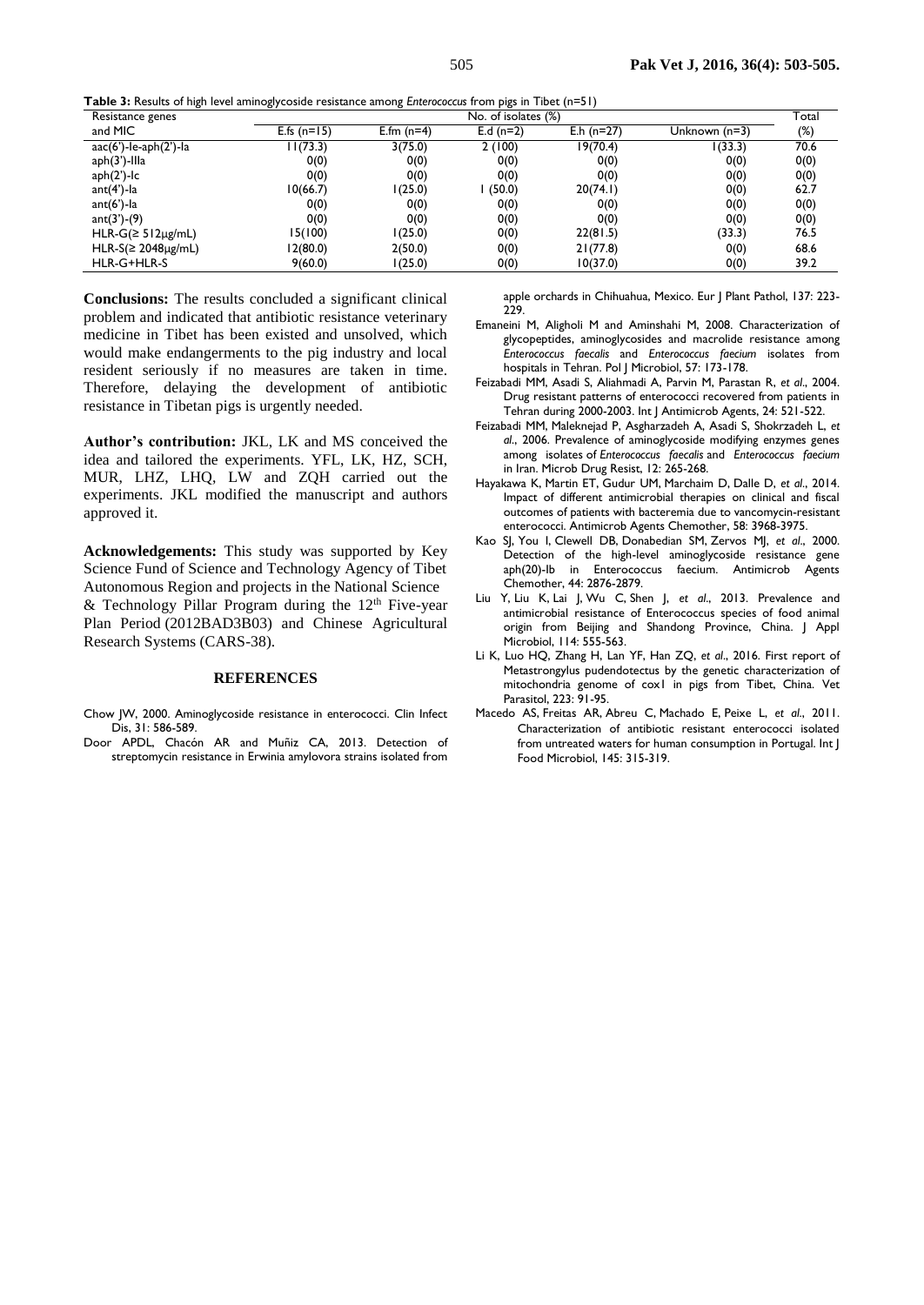**Table 3:** Results of high level aminoglycoside resistance among *Enterococcus* from pigs in Tibet (n=51)

| Resistance genes | No. of isolates (%) | | | | | Total |
|---|---|---|---|---|---|---|
| and MIC | E.fs (n=15) | E.fm (n=4) | E.d (n=2) | E.h (n=27) | Unknown (n=3) | (%) |
| aac(6')-Ie-aph(2')-Ia | 11(73.3) | 3(75.0) | 2 (100) | 19(70.4) | 1(33.3) | 70.6 |
| aph(3')-IIIa | 0(0) | 0(0) | 0(0) | 0(0) | 0(0) | 0(0) |
| aph(2')-Ic | 0(0) | 0(0) | 0(0) | 0(0) | 0(0) | 0(0) |
| ant(4')-Ia | 10(66.7) | 1(25.0) | 1 (50.0) | 20(74.1) | 0(0) | 62.7 |
| ant(6')-Ia | 0(0) | 0(0) | 0(0) | 0(0) | 0(0) | 0(0) |
| ant(3')-(9) | 0(0) | 0(0) | 0(0) | 0(0) | 0(0) | 0(0) |
| HLR-G(≥ 512μg/mL) | 15(100) | 1(25.0) | 0(0) | 22(81.5) | (33.3) | 76.5 |
| HLR-S(≥ 2048μg/mL) | 12(80.0) | 2(50.0) | 0(0) | 21(77.8) | 0(0) | 68.6 |
| HLR-G+HLR-S | 9(60.0) | 1(25.0) | 0(0) | 10(37.0) | 0(0) | 39.2 |

**Conclusions:** The results concluded a significant clinical problem and indicated that antibiotic resistance veterinary medicine in Tibet has been existed and unsolved, which would make endangerments to the pig industry and local resident seriously if no measures are taken in time. Therefore, delaying the development of antibiotic resistance in Tibetan pigs is urgently needed.

**Author's contribution:** JKL, LK and MS conceived the idea and tailored the experiments. YFL, LK, HZ, SCH, MUR, LHZ, LHQ, LW and ZQH carried out the experiments. JKL modified the manuscript and authors approved it.

**Acknowledgements:** This study was supported by Key Science Fund of Science and Technology Agency of Tibet Autonomous Region and projects in the National Science & Technology Pillar Program during the 12th Five-year Plan Period (2012BAD3B03) and Chinese Agricultural Research Systems (CARS-38).

## REFERENCES

Chow JW, 2000. Aminoglycoside resistance in enterococci. Clin Infect Dis, 31: 586-589.

Door APDL, Chacón AR and Muñiz CA, 2013. Detection of streptomycin resistance in Erwinia amylovora strains isolated from apple orchards in Chihuahua, Mexico. Eur J Plant Pathol, 137: 223-229.

Emaneini M, Aligholi M and Aminshahi M, 2008. Characterization of glycopeptides, aminoglycosides and macrolide resistance among *Enterococcus faecalis* and *Enterococcus faecium* isolates from hospitals in Tehran. Pol J Microbiol, 57: 173-178.

Feizabadi MM, Asadi S, Aliahmadi A, Parvin M, Parastan R, *et al*., 2004. Drug resistant patterns of enterococci recovered from patients in Tehran during 2000-2003. Int J Antimicrob Agents, 24: 521-522.

Feizabadi MM, Maleknejad P, Asgharzadeh A, Asadi S, Shokrzadeh L, *et al*., 2006. Prevalence of aminoglycoside modifying enzymes genes among isolates of *Enterococcus faecalis* and *Enterococcus faecium* in Iran. Microb Drug Resist, 12: 265-268.

Hayakawa K, Martin ET, Gudur UM, Marchaim D, Dalle D, *et al*., 2014. Impact of different antimicrobial therapies on clinical and fiscal outcomes of patients with bacteremia due to vancomycin-resistant enterococci. Antimicrob Agents Chemother, 58: 3968-3975.

Kao SJ, You I, Clewell DB, Donabedian SM, Zervos MJ, *et al*., 2000. Detection of the high-level aminoglycoside resistance gene aph(20)-Ib in Enterococcus faecium. Antimicrob Agents Chemother, 44: 2876-2879.

Liu Y, Liu K, Lai J, Wu C, Shen J, *et al*., 2013. Prevalence and antimicrobial resistance of Enterococcus species of food animal origin from Beijing and Shandong Province, China. J Appl Microbiol, 114: 555-563.

Li K, Luo HQ, Zhang H, Lan YF, Han ZQ, *et al*., 2016. First report of Metastrongylus pudendotectus by the genetic characterization of mitochondria genome of cox1 in pigs from Tibet, China. Vet Parasitol, 223: 91-95.

Macedo AS, Freitas AR, Abreu C, Machado E, Peixe L, *et al*., 2011. Characterization of antibiotic resistant enterococci isolated from untreated waters for human consumption in Portugal. Int J Food Microbiol, 145: 315-319.